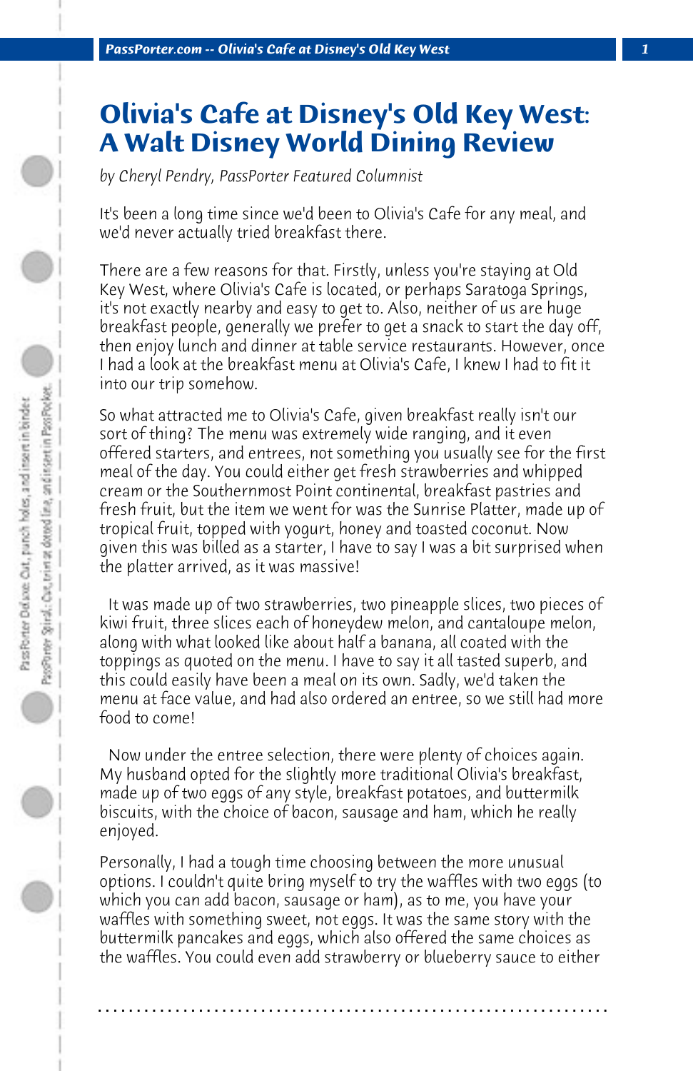# Olivia's Cafe at Disney's Old Key West: A Walt Disney World Dining Review

*by Cheryl Pendry, PassPorter Featured Columnist*

It's been a long time since we'd been to Olivia's Cafe for any meal, and we'd never actually tried breakfast there.

There are a few reasons for that. Firstly, unless you're staying at Old Key West, where Olivia's Cafe is located, or perhaps Saratoga Springs, it's not exactly nearby and easy to get to. Also, neither of us are huge breakfast people, generally we prefer to get a snack to start the day off, then enjoy lunch and dinner at table service restaurants. However, once I had a look at the breakfast menu at Olivia's Cafe, I knew I had to fit it into our trip somehow.

So what attracted me to Olivia's Cafe, given breakfast really isn't our sort of thing? The menu was extremely wide ranging, and it even offered starters, and entrees, not something you usually see for the first meal of the day. You could either get fresh strawberries and whipped cream or the Southernmost Point continental, breakfast pastries and fresh fruit, but the item we went for was the Sunrise Platter, made up of tropical fruit, topped with yogurt, honey and toasted coconut. Now given this was billed as a starter, I have to say I was a bit surprised when the platter arrived, as it was massive!

It was made up of two strawberries, two pineapple slices, two pieces of kiwi fruit, three slices each of honeydew melon, and cantaloupe melon, along with what looked like about half a banana, all coated with the toppings as quoted on the menu. I have to say it all tasted superb, and this could easily have been a meal on its own. Sadly, we'd taken the menu at face value, and had also ordered an entree, so we still had more food to come!

Now under the entree selection, there were plenty of choices again. My husband opted for the slightly more traditional Olivia's breakfast, made up of two eggs of any style, breakfast potatoes, and buttermilk biscuits, with the choice of bacon, sausage and ham, which he really enjoyed.

Personally, I had a tough time choosing between the more unusual options. I couldn't quite bring myself to try the waffles with two eggs (to which you can add bacon, sausage or ham), as to me, you have your waffles with something sweet, not eggs. It was the same story with the buttermilk pancakes and eggs, which also offered the same choices as the waffles. You could even add strawberry or blueberry sauce to either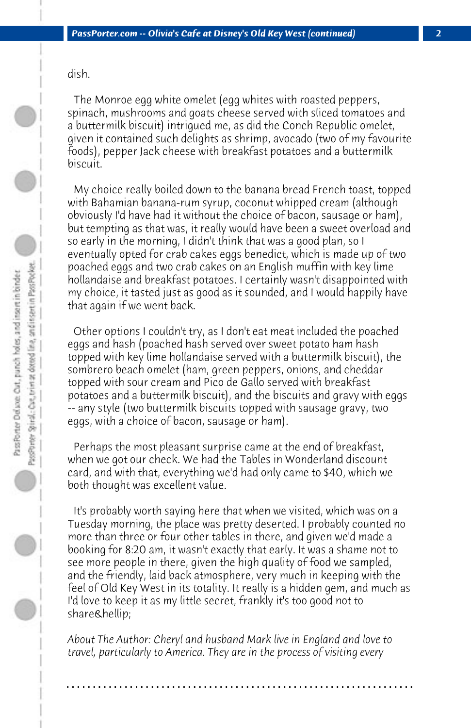dish.

The Monroe egg white omelet (egg whites with roasted peppers, spinach, mushrooms and goats cheese served with sliced tomatoes and a buttermilk biscuit) intrigued me, as did the Conch Republic omelet, given it contained such delights as shrimp, avocado (two of my favourite foods), pepper Jack cheese with breakfast potatoes and a buttermilk biscuit.

My choice really boiled down to the banana bread French toast, topped with Bahamian banana-rum syrup, coconut whipped cream (although obviously I'd have had it without the choice of bacon, sausage or ham), but tempting as that was, it really would have been a sweet overload and so early in the morning, I didn't think that was a good plan, so I eventually opted for crab cakes eggs benedict, which is made up of two poached eggs and two crab cakes on an English muffin with key lime hollandaise and breakfast potatoes. I certainly wasn't disappointed with my choice, it tasted just as good as it sounded, and I would happily have that again if we went back.

Other options I couldn't try, as I don't eat meat included the poached eggs and hash (poached hash served over sweet potato ham hash topped with key lime hollandaise served with a buttermilk biscuit), the sombrero beach omelet (ham, green peppers, onions, and cheddar topped with sour cream and Pico de Gallo served with breakfast potatoes and a buttermilk biscuit), and the biscuits and gravy with eggs -- any style (two buttermilk biscuits topped with sausage gravy, two eggs, with a choice of bacon, sausage or ham).

Perhaps the most pleasant surprise came at the end of breakfast, when we got our check. We had the Tables in Wonderland discount card, and with that, everything we'd had only came to $40, which we both thought was excellent value.

It's probably worth saying here that when we visited, which was on a Tuesday morning, the place was pretty deserted. I probably counted no more than three or four other tables in there, and given we'd made a booking for 8:20 am, it wasn't exactly that early. It was a shame not to see more people in there, given the high quality of food we sampled, and the friendly, laid back atmosphere, very much in keeping with the feel of Old Key West in its totality. It really is a hidden gem, and much as I'd love to keep it as my little secret, frankly it's too good not to share&hellip;

*About The Author: Cheryl and husband Mark live in England and love to travel, particularly to America. They are in the process of visiting every*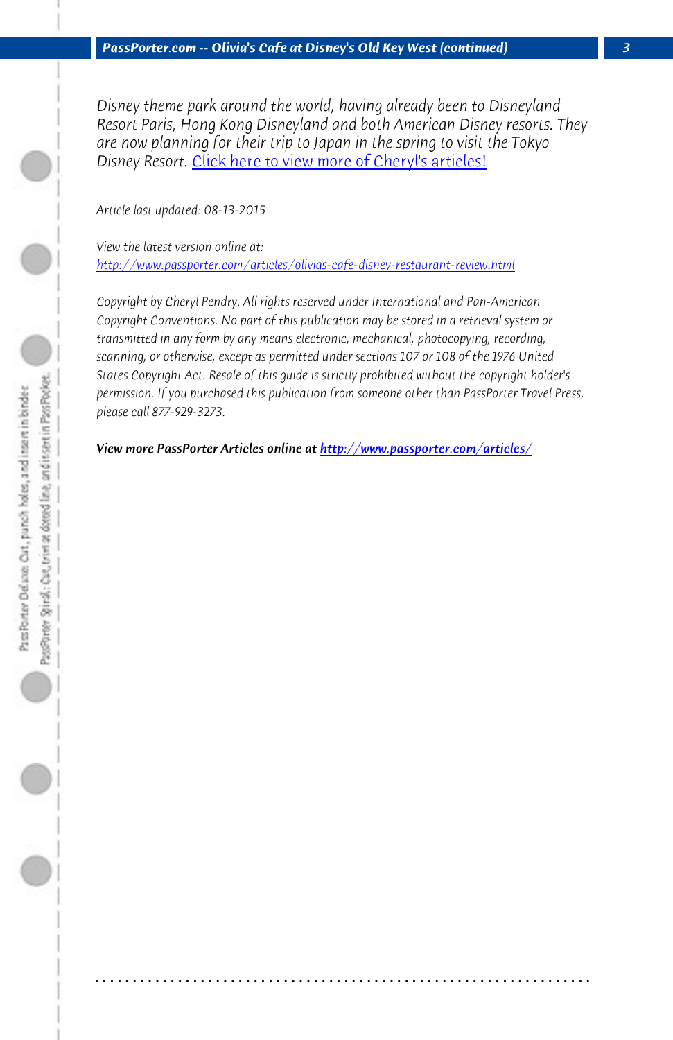*Disney theme park around the world, having already been to Disneyland Resort Paris, Hong Kong Disneyland and both American Disney resorts. They are now planning for their trip to Japan in the spring to visit the Tokyo Disney Resort.* *Click here to view more of Cheryl's articles!*

*Article last updated: 08-13-2015*

*View the latest version online at:*
*http://www.passporter.com/articles/olivias-cafe-disney-restaurant-review.html*

*Copyright by Cheryl Pendry. All rights reserved under International and Pan-American Copyright Conventions. No part of this publication may be stored in a retrieval system or transmitted in any form by any means electronic, mechanical, photocopying, recording, scanning, or otherwise, except as permitted under sections 107 or 108 of the 1976 United States Copyright Act. Resale of this guide is strictly prohibited without the copyright holder's permission. If you purchased this publication from someone other than PassPorter Travel Press, please call 877-929-3273.*

***View more PassPorter Articles online at http://www.passporter.com/articles/***